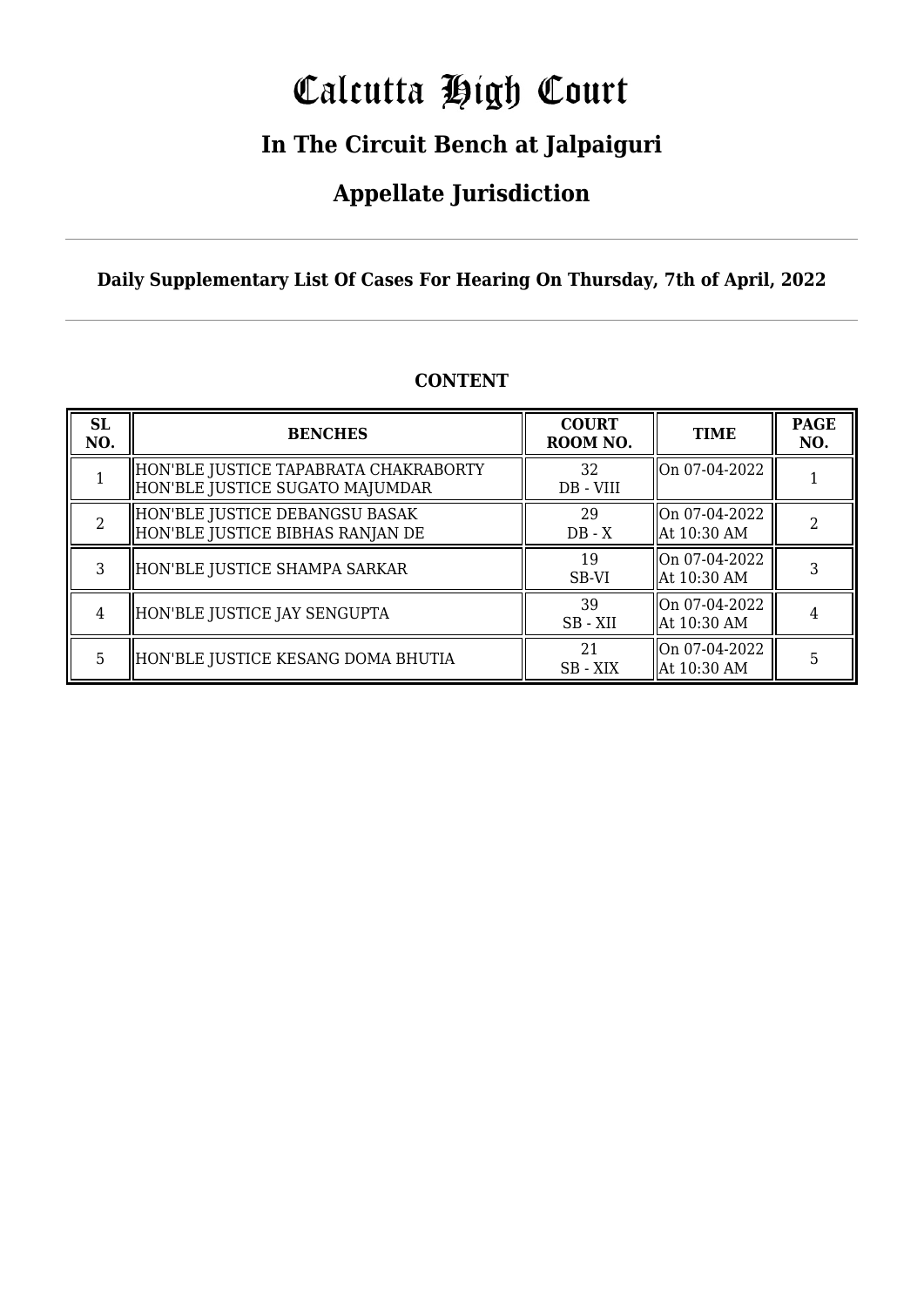# Calcutta High Court

## In The Circuit Bench at Jalpaiguri

## Appellate Jurisdiction

**Daily Supplementary List Of Cases For Hearing On Thursday, 7th of April, 2022**

### CONTENT

| SL NO. | BENCHES | COURT ROOM NO. | TIME | PAGE NO. |
|---|---|---|---|---|
| 1 | HON'BLE JUSTICE TAPABRATA CHAKRABORTY<br>HON'BLE JUSTICE SUGATO MAJUMDAR | 32<br>DB - VIII | On 07-04-2022 | 1 |
| 2 | HON'BLE JUSTICE DEBANGSU BASAK<br>HON'BLE JUSTICE BIBHAS RANJAN DE | 29<br>DB - X | On 07-04-2022<br>At 10:30 AM | 2 |
| 3 | HON'BLE JUSTICE SHAMPA SARKAR | 19<br>SB-VI | On 07-04-2022<br>At 10:30 AM | 3 |
| 4 | HON'BLE JUSTICE JAY SENGUPTA | 39<br>SB - XII | On 07-04-2022<br>At 10:30 AM | 4 |
| 5 | HON'BLE JUSTICE KESANG DOMA BHUTIA | 21<br>SB - XIX | On 07-04-2022<br>At 10:30 AM | 5 |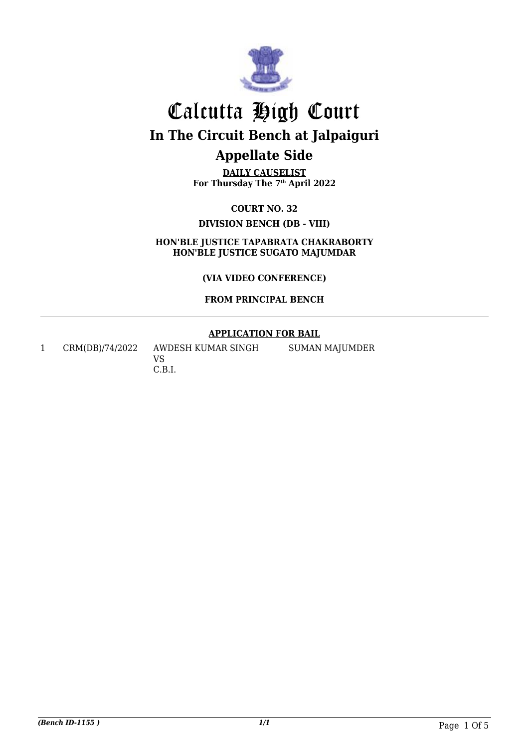# Calcutta High Court

## In The Circuit Bench at Jalpaiguri

## Appellate Side

**DAILY CAUSELIST**
**For Thursday The 7th April 2022**

**COURT NO. 32**

**DIVISION BENCH (DB - VIII)**

**HON'BLE JUSTICE TAPABRATA CHAKRABORTY**
**HON'BLE JUSTICE SUGATO MAJUMDAR**

**(VIA VIDEO CONFERENCE)**

**FROM PRINCIPAL BENCH**

---

**APPLICATION FOR BAIL**

| | | | |
|---|---|---|---|
| 1 | CRM(DB)/74/2022 | AWDESH KUMAR SINGH<br>VS<br>C.B.I. | SUMAN MAJUMDER |

*(Bench ID-1155 )* *1/1*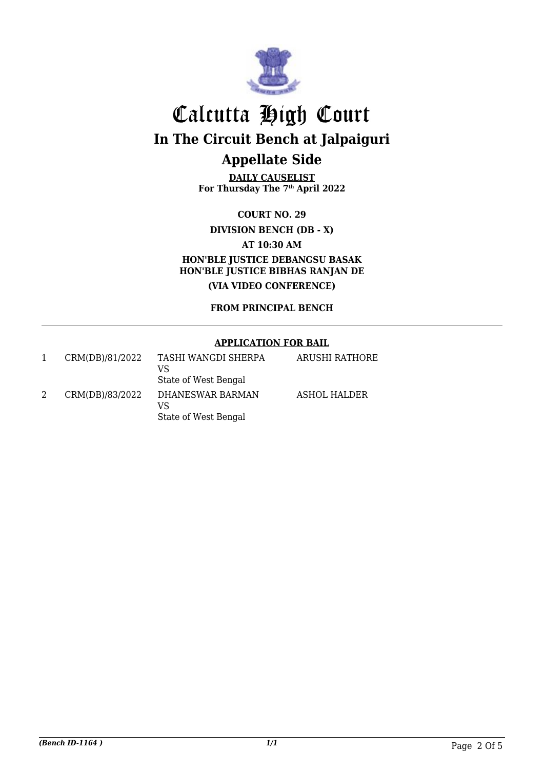# Calcutta High Court

## In The Circuit Bench at Jalpaiguri

## Appellate Side

**DAILY CAUSELIST**
**For Thursday The 7th April 2022**

**COURT NO. 29**

**DIVISION BENCH (DB - X)**

**AT 10:30 AM**

**HON'BLE JUSTICE DEBANGSU BASAK**
**HON'BLE JUSTICE BIBHAS RANJAN DE**

**(VIA VIDEO CONFERENCE)**

**FROM PRINCIPAL BENCH**

---

**APPLICATION FOR BAIL**

| | | | |
|---|---|---|---|
| 1 | CRM(DB)/81/2022 | TASHI WANGDI SHERPA<br>VS<br>State of West Bengal | ARUSHI RATHORE |
| 2 | CRM(DB)/83/2022 | DHANESWAR BARMAN<br>VS<br>State of West Bengal | ASHOL HALDER |

*(Bench ID-1164 )* *1/1*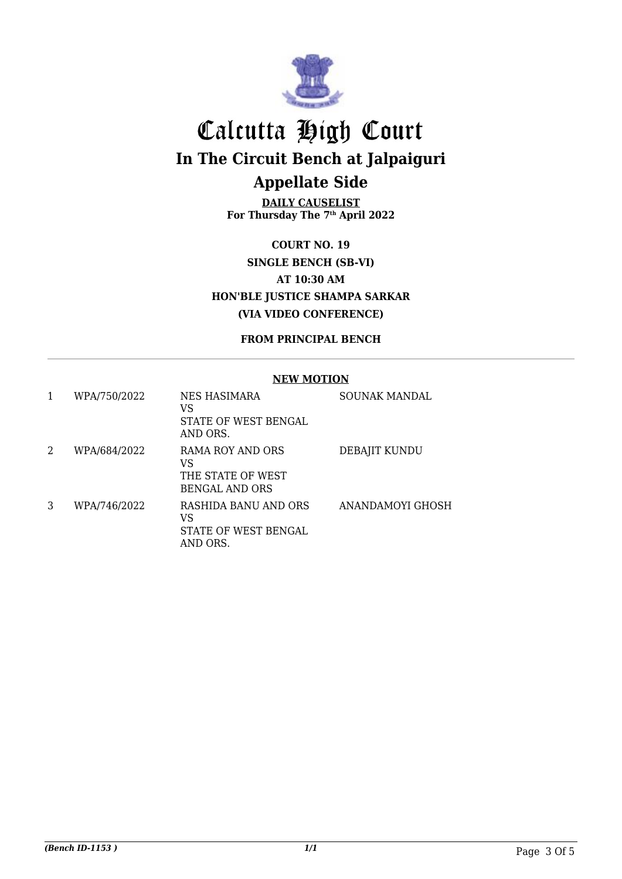# Calcutta High Court

## In The Circuit Bench at Jalpaiguri

## Appellate Side

**DAILY CAUSELIST**
**For Thursday The 7th April 2022**

**COURT NO. 19**
**SINGLE BENCH (SB-VI)**
**AT 10:30 AM**
**HON'BLE JUSTICE SHAMPA SARKAR**
**(VIA VIDEO CONFERENCE)**

**FROM PRINCIPAL BENCH**

---

**NEW MOTION**

| | | | |
|---|---|---|---|
| 1 | WPA/750/2022 | NES HASIMARA<br>VS<br>STATE OF WEST BENGAL AND ORS. | SOUNAK MANDAL |
| 2 | WPA/684/2022 | RAMA ROY AND ORS<br>VS<br>THE STATE OF WEST BENGAL AND ORS | DEBAJIT KUNDU |
| 3 | WPA/746/2022 | RASHIDA BANU AND ORS<br>VS<br>STATE OF WEST BENGAL AND ORS. | ANANDAMOYI GHOSH |

*(Bench ID-1153 )*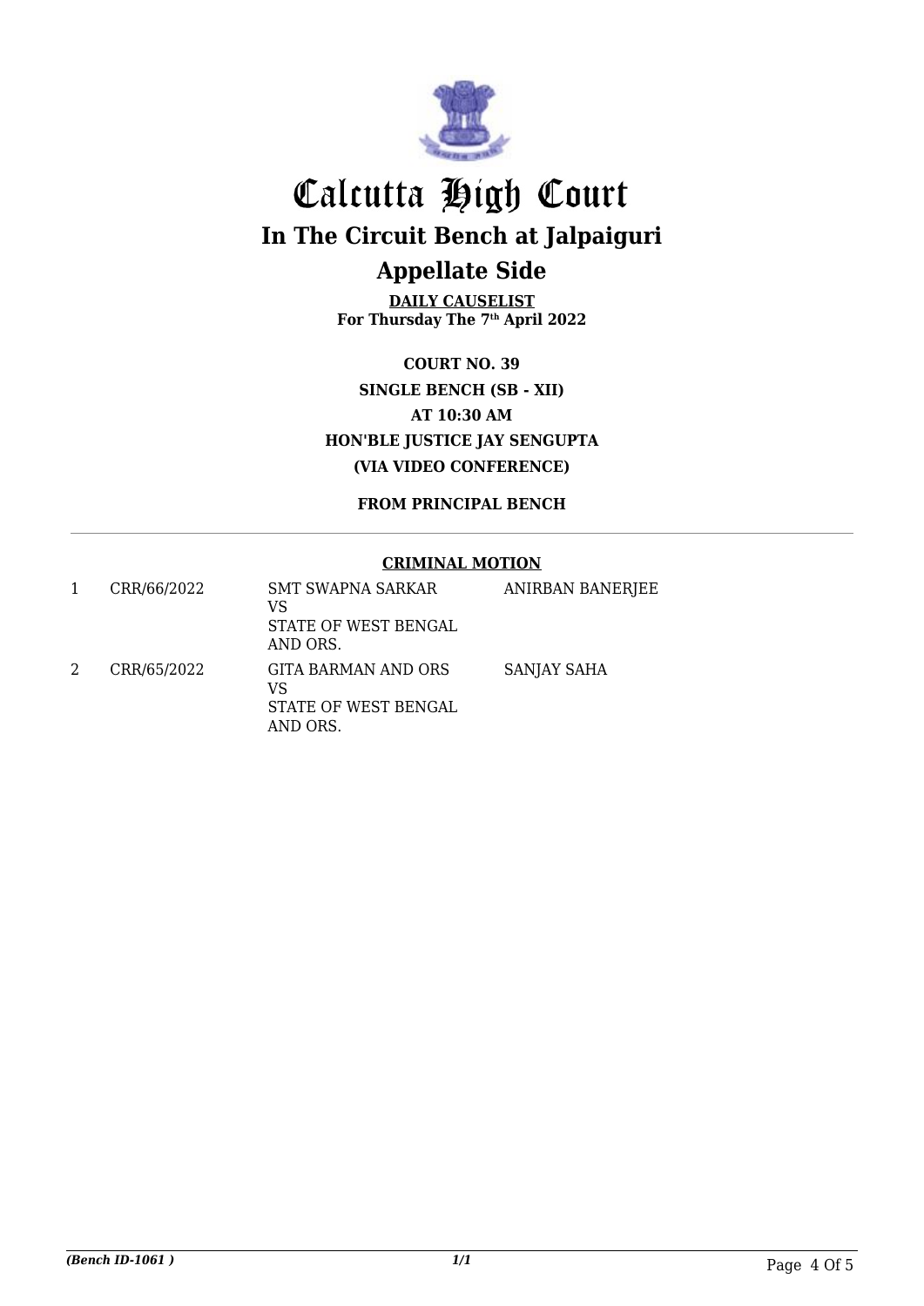# Calcutta High Court

## In The Circuit Bench at Jalpaiguri

## Appellate Side

**DAILY CAUSELIST**
**For Thursday The 7th April 2022**

**COURT NO. 39**
**SINGLE BENCH (SB - XII)**
**AT 10:30 AM**
**HON'BLE JUSTICE JAY SENGUPTA**
**(VIA VIDEO CONFERENCE)**

**FROM PRINCIPAL BENCH**

**CRIMINAL MOTION**

| | | | |
|---|---|---|---|
| 1 | CRR/66/2022 | SMT SWAPNA SARKAR VS STATE OF WEST BENGAL AND ORS. | ANIRBAN BANERJEE |
| 2 | CRR/65/2022 | GITA BARMAN AND ORS VS STATE OF WEST BENGAL AND ORS. | SANJAY SAHA |

*(Bench ID-1061 )* *1/1*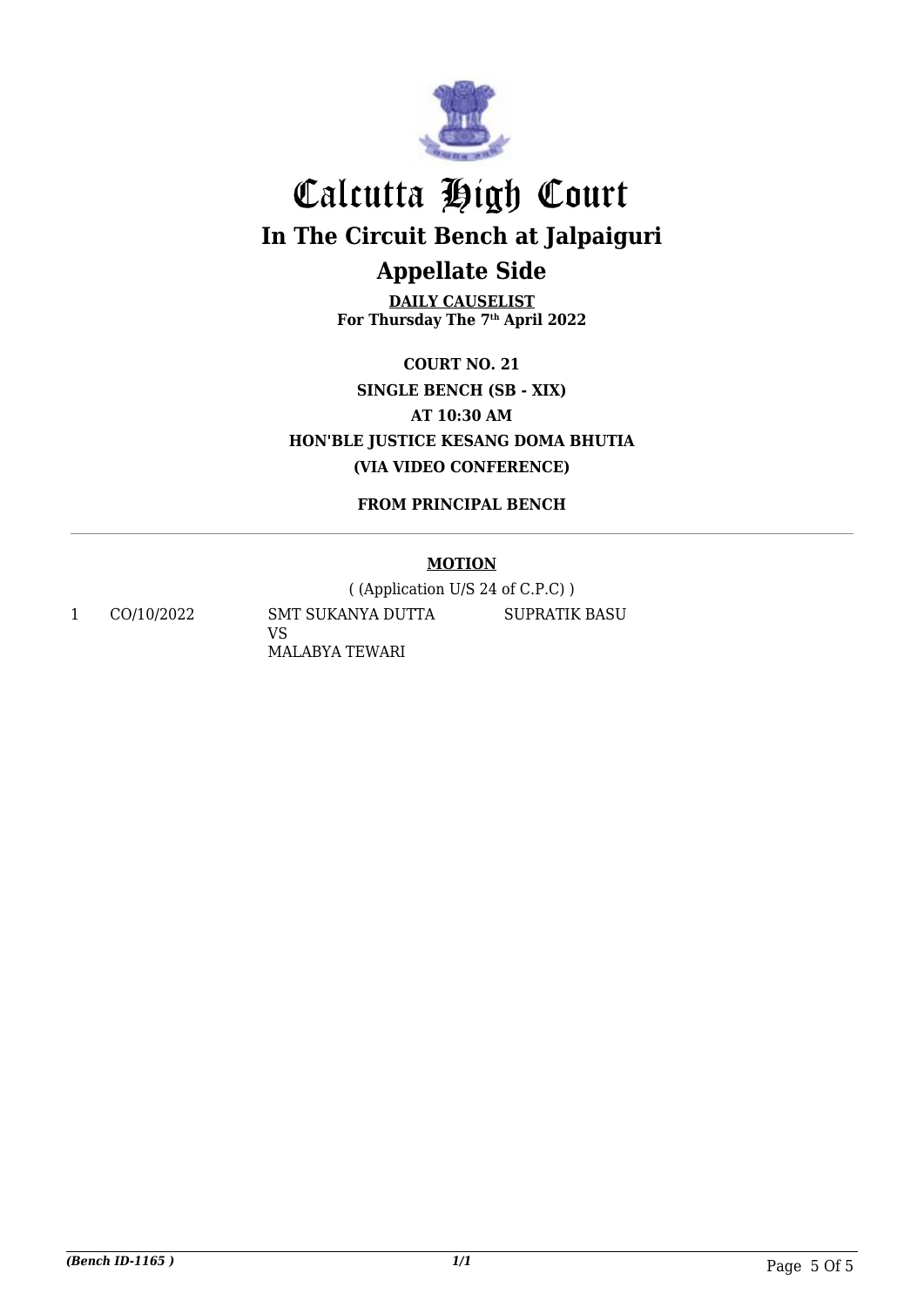# Calcutta High Court

## In The Circuit Bench at Jalpaiguri

## Appellate Side

**DAILY CAUSELIST**
**For Thursday The 7th April 2022**

**COURT NO. 21**
**SINGLE BENCH (SB - XIX)**
**AT 10:30 AM**
**HON'BLE JUSTICE KESANG DOMA BHUTIA**
**(VIA VIDEO CONFERENCE)**

**FROM PRINCIPAL BENCH**

---

**MOTION**

( (Application U/S 24 of C.P.C) )

| | | | |
|---|---|---|---|
| 1 | CO/10/2022 | SMT SUKANYA DUTTA VS MALABYA TEWARI | SUPRATIK BASU |

*(Bench ID-1165 )*